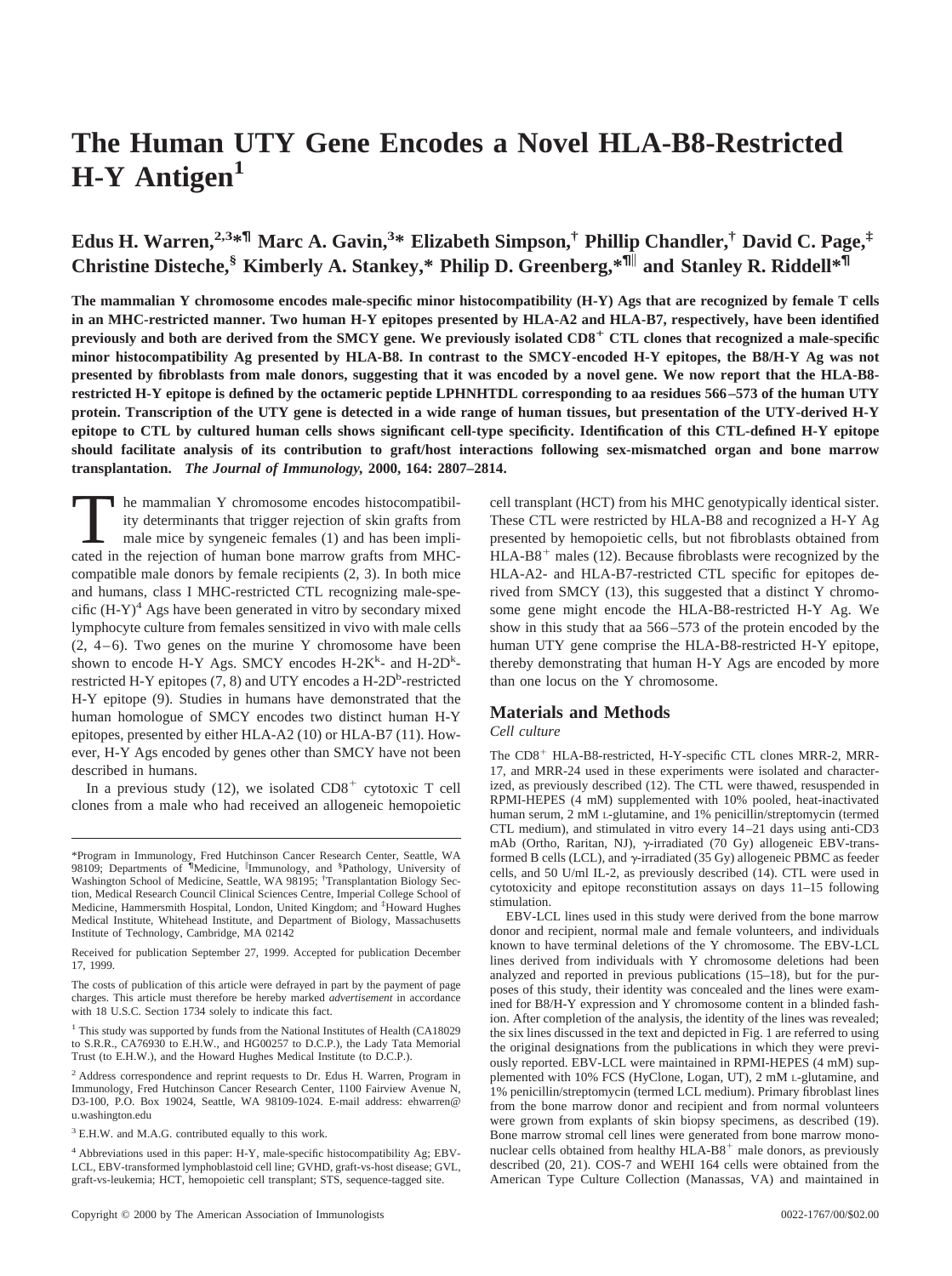# The Human UTY Gene Encodes a Novel HLA-B8-Restricted H-Y Antigen[1]

**Edus H. Warren,[2,3]*¶ Marc A. Gavin,[3]* Elizabeth Simpson,† Phillip Chandler,† David C. Page,‡ Christine Disteche,§ Kimberly A. Stankey,* Philip D. Greenberg,*¶‖ and Stanley R. Riddell*¶**

**The mammalian Y chromosome encodes male-specific minor histocompatibility (H-Y) Ags that are recognized by female T cells in an MHC-restricted manner. Two human H-Y epitopes presented by HLA-A2 and HLA-B7, respectively, have been identified previously and both are derived from the SMCY gene. We previously isolated CD8$^+$ CTL clones that recognized a male-specific minor histocompatibility Ag presented by HLA-B8. In contrast to the SMCY-encoded H-Y epitopes, the B8/H-Y Ag was not presented by fibroblasts from male donors, suggesting that it was encoded by a novel gene. We now report that the HLA-B8-restricted H-Y epitope is defined by the octameric peptide LPHNHTDL corresponding to aa residues 566–573 of the human UTY protein. Transcription of the UTY gene is detected in a wide range of human tissues, but presentation of the UTY-derived H-Y epitope to CTL by cultured human cells shows significant cell-type specificity. Identification of this CTL-defined H-Y epitope should facilitate analysis of its contribution to graft/host interactions following sex-mismatched organ and bone marrow transplantation.** *The Journal of Immunology,* **2000, 164: 2807–2814.**

The mammalian Y chromosome encodes histocompatibility determinants that trigger rejection of skin grafts from male mice by syngeneic females (1) and has been implicated in the rejection of human bone marrow grafts from MHC-compatible male donors by female recipients (2, 3). In both mice and humans, class I MHC-restricted CTL recognizing male-specific (H-Y)[4] Ags have been generated in vitro by secondary mixed lymphocyte culture from females sensitized in vivo with male cells (2, 4–6). Two genes on the murine Y chromosome have been shown to encode H-Y Ags. SMCY encodes H-2K$^k$- and H-2D$^k$-restricted H-Y epitopes (7, 8) and UTY encodes a H-2D$^b$-restricted H-Y epitope (9). Studies in humans have demonstrated that the human homologue of SMCY encodes two distinct human H-Y epitopes, presented by either HLA-A2 (10) or HLA-B7 (11). However, H-Y Ags encoded by genes other than SMCY have not been described in humans.

In a previous study (12), we isolated CD8$^+$ cytotoxic T cell clones from a male who had received an allogeneic hemopoietic cell transplant (HCT) from his MHC genotypically identical sister. These CTL were restricted by HLA-B8 and recognized a H-Y Ag presented by hemopoietic cells, but not fibroblasts obtained from HLA-B8$^+$ males (12). Because fibroblasts were recognized by the HLA-A2- and HLA-B7-restricted CTL specific for epitopes derived from SMCY (13), this suggested that a distinct Y chromosome gene might encode the HLA-B8-restricted H-Y Ag. We show in this study that aa 566–573 of the protein encoded by the human UTY gene comprise the HLA-B8-restricted H-Y epitope, thereby demonstrating that human H-Y Ags are encoded by more than one locus on the Y chromosome.

## Materials and Methods

### Cell culture

The CD8$^+$ HLA-B8-restricted, H-Y-specific CTL clones MRR-2, MRR-17, and MRR-24 used in these experiments were isolated and characterized, as previously described (12). The CTL were thawed, resuspended in RPMI-HEPES (4 mM) supplemented with 10% pooled, heat-inactivated human serum, 2 mM L-glutamine, and 1% penicillin/streptomycin (termed CTL medium), and stimulated in vitro every 14–21 days using anti-CD3 mAb (Ortho, Raritan, NJ), γ-irradiated (70 Gy) allogeneic EBV-transformed B cells (LCL), and γ-irradiated (35 Gy) allogeneic PBMC as feeder cells, and 50 U/ml IL-2, as previously described (14). CTL were used in cytotoxicity and epitope reconstitution assays on days 11–15 following stimulation.

EBV-LCL lines used in this study were derived from the bone marrow donor and recipient, normal male and female volunteers, and individuals known to have terminal deletions of the Y chromosome. The EBV-LCL lines derived from individuals with Y chromosome deletions had been analyzed and reported in previous publications (15–18), but for the purposes of this study, their identity was concealed and the lines were examined for B8/H-Y expression and Y chromosome content in a blinded fashion. After completion of the analysis, the identity of the lines was revealed; the six lines discussed in the text and depicted in Fig. 1 are referred to using the original designations from the publications in which they were previously reported. EBV-LCL were maintained in RPMI-HEPES (4 mM) supplemented with 10% FCS (HyClone, Logan, UT), 2 mM L-glutamine, and 1% penicillin/streptomycin (termed LCL medium). Primary fibroblast lines from the bone marrow donor and recipient and from normal volunteers were grown from explants of skin biopsy specimens, as described (19). Bone marrow stromal cell lines were generated from bone marrow mononuclear cells obtained from healthy HLA-B8$^+$ male donors, as previously described (20, 21). COS-7 and WEHI 164 cells were obtained from the American Type Culture Collection (Manassas, VA) and maintained in

---

*Program in Immunology, Fred Hutchinson Cancer Research Center, Seattle, WA 98109; Departments of ¶Medicine, ‖Immunology, and §Pathology, University of Washington School of Medicine, Seattle, WA 98195; †Transplantation Biology Section, Medical Research Council Clinical Sciences Centre, Imperial College School of Medicine, Hammersmith Hospital, London, United Kingdom; and ‡Howard Hughes Medical Institute, Whitehead Institute, and Department of Biology, Massachusetts Institute of Technology, Cambridge, MA 02142

Received for publication September 27, 1999. Accepted for publication December 17, 1999.

The costs of publication of this article were defrayed in part by the payment of page charges. This article must therefore be hereby marked *advertisement* in accordance with 18 U.S.C. Section 1734 solely to indicate this fact.

[1] This study was supported by funds from the National Institutes of Health (CA18029 to S.R.R., CA76930 to E.H.W., and HG00257 to D.C.P.), the Lady Tata Memorial Trust (to E.H.W.), and the Howard Hughes Medical Institute (to D.C.P.).

[2] Address correspondence and reprint requests to Dr. Edus H. Warren, Program in Immunology, Fred Hutchinson Cancer Research Center, 1100 Fairview Avenue N, D3-100, P.O. Box 19024, Seattle, WA 98109-1024. E-mail address: ehwarren@u.washington.edu

[3] E.H.W. and M.A.G. contributed equally to this work.

[4] Abbreviations used in this paper: H-Y, male-specific histocompatibility Ag; EBV-LCL, EBV-transformed lymphoblastoid cell line; GVHD, graft-vs-host disease; GVL, graft-vs-leukemia; HCT, hemopoietic cell transplant; STS, sequence-tagged site.

Copyright © 2000 by The American Association of Immunologists 0022-1767/00/$02.00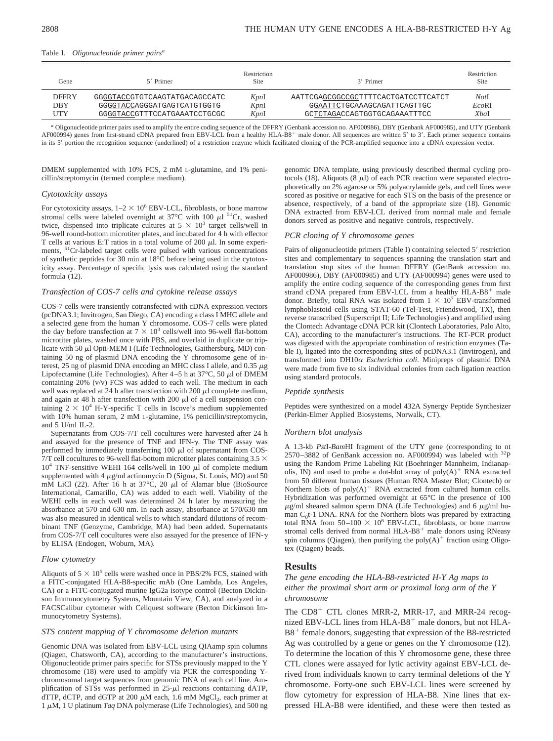Table I. *Oligonucleotide primer pairs*[a]

| Gene | 5′ Primer | Restriction Site | 3′ Primer | Restriction Site |
|---|---|---|---|---|
| DFFRY | GGGGTACCGTGTCAAGTATGACAGCCATC | *Kpn*I | AATTCGAGCGGCCGCTTTTCACTGATCCTTCATCT | *Not*I |
| DBY | GGGGTACCAGGGATGAGTCATGTGGTG | *Kpn*I | GGAATTCTGCAAAGCAGATTCAGTTGC | *Eco*RI |
| UTY | GGGGTACCGTTTCCATGAAATCCTGCGC | *Kpn*I | GCTCTAGACCAGTGGTGCAGAAATTTCC | *Xba*I |

[a] Oligonucleotide primer pairs used to amplify the entire coding sequence of the DFFRY (Genbank accession no. AF000986), DBY (Genbank AF000985), and UTY (Genbank AF000994) genes from first-strand cDNA prepared from EBV-LCL from a healthy HLA-B8$^+$ male donor. All sequences are written 5′ to 3′. Each primer sequence contains in its 5′ portion the recognition sequence (underlined) of a restriction enzyme which facilitated cloning of the PCR-amplified sequence into a cDNA expression vector.

DMEM supplemented with 10% FCS, 2 mM L-glutamine, and 1% penicillin/streptomycin (termed complete medium).

### *Cytotoxicity assays*

For cytotoxicity assays, 1–2 $\times$ 10$^6$ EBV-LCL, fibroblasts, or bone marrow stromal cells were labeled overnight at 37°C with 100 $\mu$l $^{51}$Cr, washed twice, dispensed into triplicate cultures at 5 $\times$ 10$^3$ target cells/well in 96-well round-bottom microtiter plates, and incubated for 4 h with effector T cells at various E:T ratios in a total volume of 200 $\mu$l. In some experiments, $^{51}$Cr-labeled target cells were pulsed with various concentrations of synthetic peptides for 30 min at 18°C before being used in the cytotoxicity assay. Percentage of specific lysis was calculated using the standard formula (12).

### *Transfection of COS-7 cells and cytokine release assays*

COS-7 cells were transiently cotransfected with cDNA expression vectors (pcDNA3.1; Invitrogen, San Diego, CA) encoding a class I MHC allele and a selected gene from the human Y chromosome. COS-7 cells were plated the day before transfection at 7 $\times$ 10$^3$ cells/well into 96-well flat-bottom microtiter plates, washed once with PBS, and overlaid in duplicate or triplicate with 50 $\mu$l Opti-MEM I (Life Technologies, Gaithersburg, MD) containing 50 ng of plasmid DNA encoding the Y chromosome gene of interest, 25 ng of plasmid DNA encoding an MHC class I allele, and 0.35 $\mu$g Lipofectamine (Life Technologies). After 4–5 h at 37°C, 50 $\mu$l of DMEM containing 20% (v/v) FCS was added to each well. The medium in each well was replaced at 24 h after transfection with 200 $\mu$l complete medium, and again at 48 h after transfection with 200 $\mu$l of a cell suspension containing 2 $\times$ 10$^4$ H-Y-specific T cells in Iscove's medium supplemented with 10% human serum, 2 mM L-glutamine, 1% penicillin/streptomycin, and 5 U/ml IL-2.

Supernatants from COS-7/T cell cocultures were harvested after 24 h and assayed for the presence of TNF and IFN-$\gamma$. The TNF assay was performed by immediately transferring 100 $\mu$l of supernatant from COS-7/T cell cocultures to 96-well flat-bottom microtiter plates containing 3.5 $\times$ 10$^4$ TNF-sensitive WEHI 164 cells/well in 100 $\mu$l of complete medium supplemented with 4 $\mu$g/ml actinomycin D (Sigma, St. Louis, MO) and 50 mM LiCl (22). After 16 h at 37°C, 20 $\mu$l of Alamar blue (BioSource International, Camarillo, CA) was added to each well. Viability of the WEHI cells in each well was determined 24 h later by measuring the absorbance at 570 and 630 nm. In each assay, absorbance at 570/630 nm was also measured in identical wells to which standard dilutions of recombinant TNF (Genzyme, Cambridge, MA) had been added. Supernatants from COS-7/T cell cocultures were also assayed for the presence of IFN-$\gamma$ by ELISA (Endogen, Woburn, MA).

### *Flow cytometry*

Aliquots of 5 $\times$ 10$^5$ cells were washed once in PBS/2% FCS, stained with a FITC-conjugated HLA-B8-specific mAb (One Lambda, Los Angeles, CA) or a FITC-conjugated murine IgG2a isotype control (Becton Dickinson Immunocytometry Systems, Mountain View, CA), and analyzed in a FACSCalibur cytometer with Cellquest software (Becton Dickinson Immunocytometry Systems).

### *STS content mapping of Y chromosome deletion mutants*

Genomic DNA was isolated from EBV-LCL using QIAamp spin columns (Qiagen, Chatsworth, CA), according to the manufacturer's instructions. Oligonucleotide primer pairs specific for STSs previously mapped to the Y chromosome (18) were used to amplify via PCR the corresponding Y-chromosomal target sequences from genomic DNA of each cell line. Amplification of STSs was performed in 25-$\mu$l reactions containing dATP, dTTP, dCTP, and dGTP at 200 $\mu$M each, 1.6 mM $MgCl_2$, each primer at 1 $\mu$M, 1 U platinum *Taq* DNA polymerase (Life Technologies), and 500 ng genomic DNA template, using previously described thermal cycling protocols (18). Aliquots (8 $\mu$l) of each PCR reaction were separated electrophoretically on 2% agarose or 5% polyacrylamide gels, and cell lines were scored as positive or negative for each STS on the basis of the presence or absence, respectively, of a band of the appropriate size (18). Genomic DNA extracted from EBV-LCL derived from normal male and female donors served as positive and negative controls, respectively.

### *PCR cloning of Y chromosome genes*

Pairs of oligonucleotide primers (Table I) containing selected 5′ restriction sites and complementary to sequences spanning the translation start and translation stop sites of the human DFFRY (GenBank accession no. AF000986), DBY (AF000985) and UTY (AF000994) genes were used to amplify the entire coding sequence of the corresponding genes from first strand cDNA prepared from EBV-LCL from a healthy HLA-B8$^+$ male donor. Briefly, total RNA was isolated from 1 $\times$ 10$^7$ EBV-transformed lymphoblastoid cells using STAT-60 (Tel-Test, Friendswood, TX), then reverse transcribed (Superscript II; Life Technologies) and amplified using the Clontech Advantage cDNA PCR kit (Clontech Laboratories, Palo Alto, CA), according to the manufacturer's instructions. The RT-PCR product was digested with the appropriate combination of restriction enzymes (Table I), ligated into the corresponding sites of pcDNA3.1 (Invitrogen), and transformed into DH10$\alpha$ *Escherichia coli*. Minipreps of plasmid DNA were made from five to six individual colonies from each ligation reaction using standard protocols.

### *Peptide synthesis*

Peptides were synthesized on a model 432A Synergy Peptide Synthesizer (Perkin-Elmer Applied Biosystems, Norwalk, CT).

### *Northern blot analysis*

A 1.3-kb *Pst*I-*Bam*HI fragment of the UTY gene (corresponding to nt 2570–3882 of GenBank accession no. AF000994) was labeled with $^{32}$P using the Random Prime Labeling Kit (Boehringer Mannheim, Indianapolis, IN) and used to probe a dot-blot array of poly(A)$^+$ RNA extracted from 50 different human tissues (Human RNA Master Blot; Clontech) or Northern blots of poly(A)$^+$ RNA extracted from cultured human cells. Hybridization was performed overnight at 65°C in the presence of 100 $\mu$g/ml sheared salmon sperm DNA (Life Technologies) and 6 $\mu$g/ml human $C_0t$-1 DNA. RNA for the Northern blots was prepared by extracting total RNA from 50–100 $\times$ 10$^6$ EBV-LCL, fibroblasts, or bone marrow stromal cells derived from normal HLA-B8$^+$ male donors using RNeasy spin columns (Qiagen), then purifying the poly(A)$^+$ fraction using Oligotex (Qiagen) beads.

## Results

### *The gene encoding the HLA-B8-restricted H-Y Ag maps to either the proximal short arm or proximal long arm of the Y chromosome*

The CD8$^+$ CTL clones MRR-2, MRR-17, and MRR-24 recognized EBV-LCL lines from HLA-B8$^+$ male donors, but not HLA-B8$^+$ female donors, suggesting that expression of the B8-restricted Ag was controlled by a gene or genes on the Y chromosome (12). To determine the location of this Y chromosome gene, these three CTL clones were assayed for lytic activity against EBV-LCL derived from individuals known to carry terminal deletions of the Y chromosome. Forty-one such EBV-LCL lines were screened by flow cytometry for expression of HLA-B8. Nine lines that expressed HLA-B8 were identified, and these were then tested as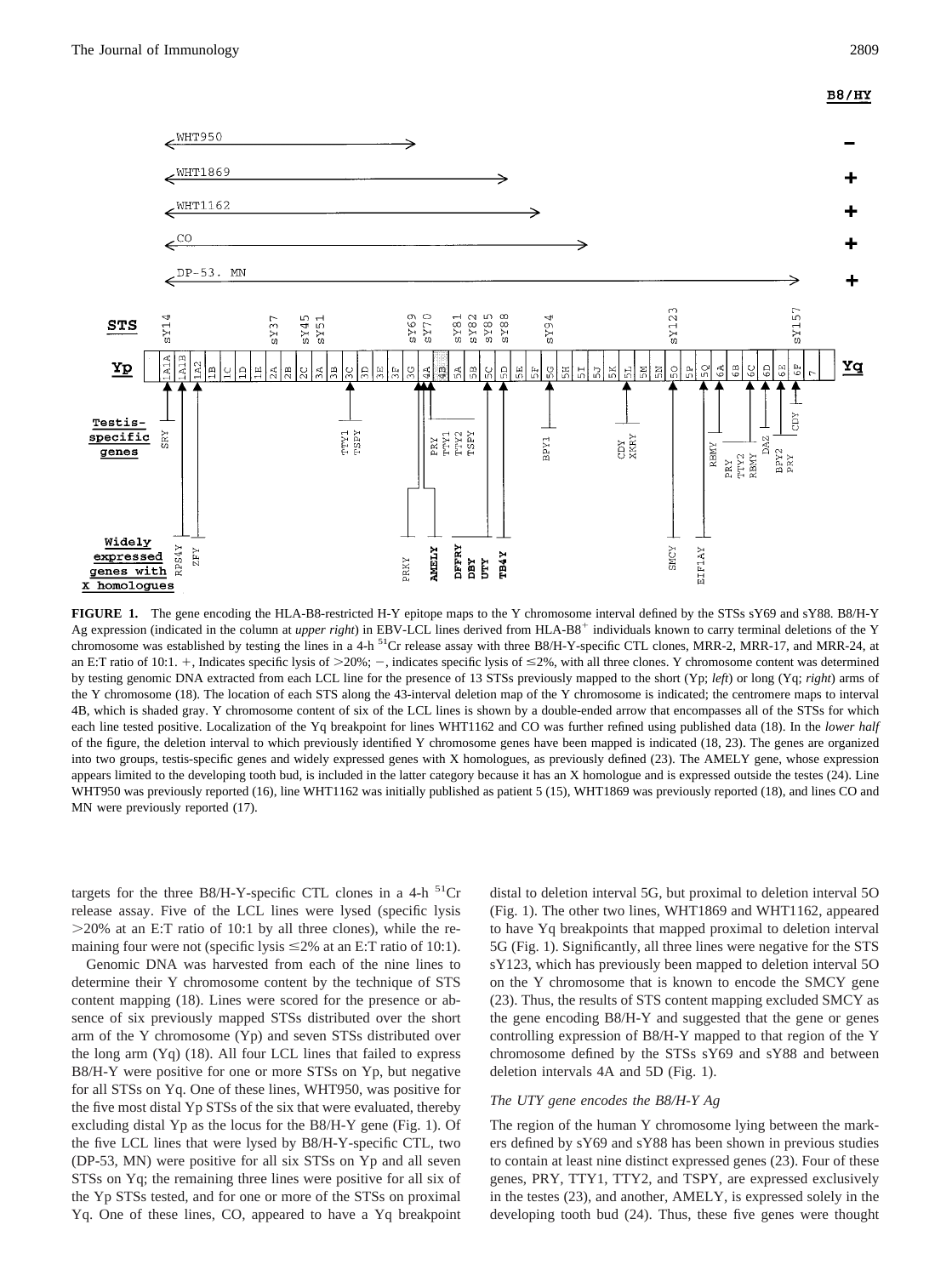**FIGURE 1.** The gene encoding the HLA-B8-restricted H-Y epitope maps to the Y chromosome interval defined by the STSs sY69 and sY88. B8/H-Y Ag expression (indicated in the column at *upper right*) in EBV-LCL lines derived from HLA-B8$^{+}$ individuals known to carry terminal deletions of the Y chromosome was established by testing the lines in a 4-h $^{51}$Cr release assay with three B8/H-Y-specific CTL clones, MRR-2, MRR-17, and MRR-24, at an E:T ratio of 10:1. +, Indicates specific lysis of >20%; −, indicates specific lysis of ≤2%, with all three clones. Y chromosome content was determined by testing genomic DNA extracted from each LCL line for the presence of 13 STSs previously mapped to the short (Yp; *left*) or long (Yq; *right*) arms of the Y chromosome (18). The location of each STS along the 43-interval deletion map of the Y chromosome is indicated; the centromere maps to interval 4B, which is shaded gray. Y chromosome content of six of the LCL lines is shown by a double-ended arrow that encompasses all of the STSs for which each line tested positive. Localization of the Yq breakpoint for lines WHT1162 and CO was further refined using published data (18). In the *lower half* of the figure, the deletion interval to which previously identified Y chromosome genes have been mapped is indicated (18, 23). The genes are organized into two groups, testis-specific genes and widely expressed genes with X homologues, as previously defined (23). The AMELY gene, whose expression appears limited to the developing tooth bud, is included in the latter category because it has an X homologue and is expressed outside the testes (24). Line WHT950 was previously reported (16), line WHT1162 was initially published as patient 5 (15), WHT1869 was previously reported (18), and lines CO and MN were previously reported (17).

targets for the three B8/H-Y-specific CTL clones in a 4-h $^{51}$Cr release assay. Five of the LCL lines were lysed (specific lysis >20% at an E:T ratio of 10:1 by all three clones), while the remaining four were not (specific lysis ≤2% at an E:T ratio of 10:1).

Genomic DNA was harvested from each of the nine lines to determine their Y chromosome content by the technique of STS content mapping (18). Lines were scored for the presence or absence of six previously mapped STSs distributed over the short arm of the Y chromosome (Yp) and seven STSs distributed over the long arm (Yq) (18). All four LCL lines that failed to express B8/H-Y were positive for one or more STSs on Yp, but negative for all STSs on Yq. One of these lines, WHT950, was positive for the five most distal Yp STSs of the six that were evaluated, thereby excluding distal Yp as the locus for the B8/H-Y gene (Fig. 1). Of the five LCL lines that were lysed by B8/H-Y-specific CTL, two (DP-53, MN) were positive for all six STSs on Yp and all seven STSs on Yq; the remaining three lines were positive for all six of the Yp STSs tested, and for one or more of the STSs on proximal Yq. One of these lines, CO, appeared to have a Yq breakpoint distal to deletion interval 5G, but proximal to deletion interval 5O (Fig. 1). The other two lines, WHT1869 and WHT1162, appeared to have Yq breakpoints that mapped proximal to deletion interval 5G (Fig. 1). Significantly, all three lines were negative for the STS sY123, which has previously been mapped to deletion interval 5O on the Y chromosome that is known to encode the SMCY gene (23). Thus, the results of STS content mapping excluded SMCY as the gene encoding B8/H-Y and suggested that the gene or genes controlling expression of B8/H-Y mapped to that region of the Y chromosome defined by the STSs sY69 and sY88 and between deletion intervals 4A and 5D (Fig. 1).

### *The UTY gene encodes the B8/H-Y Ag*

The region of the human Y chromosome lying between the markers defined by sY69 and sY88 has been shown in previous studies to contain at least nine distinct expressed genes (23). Four of these genes, PRY, TTY1, TTY2, and TSPY, are expressed exclusively in the testes (23), and another, AMELY, is expressed solely in the developing tooth bud (24). Thus, these five genes were thought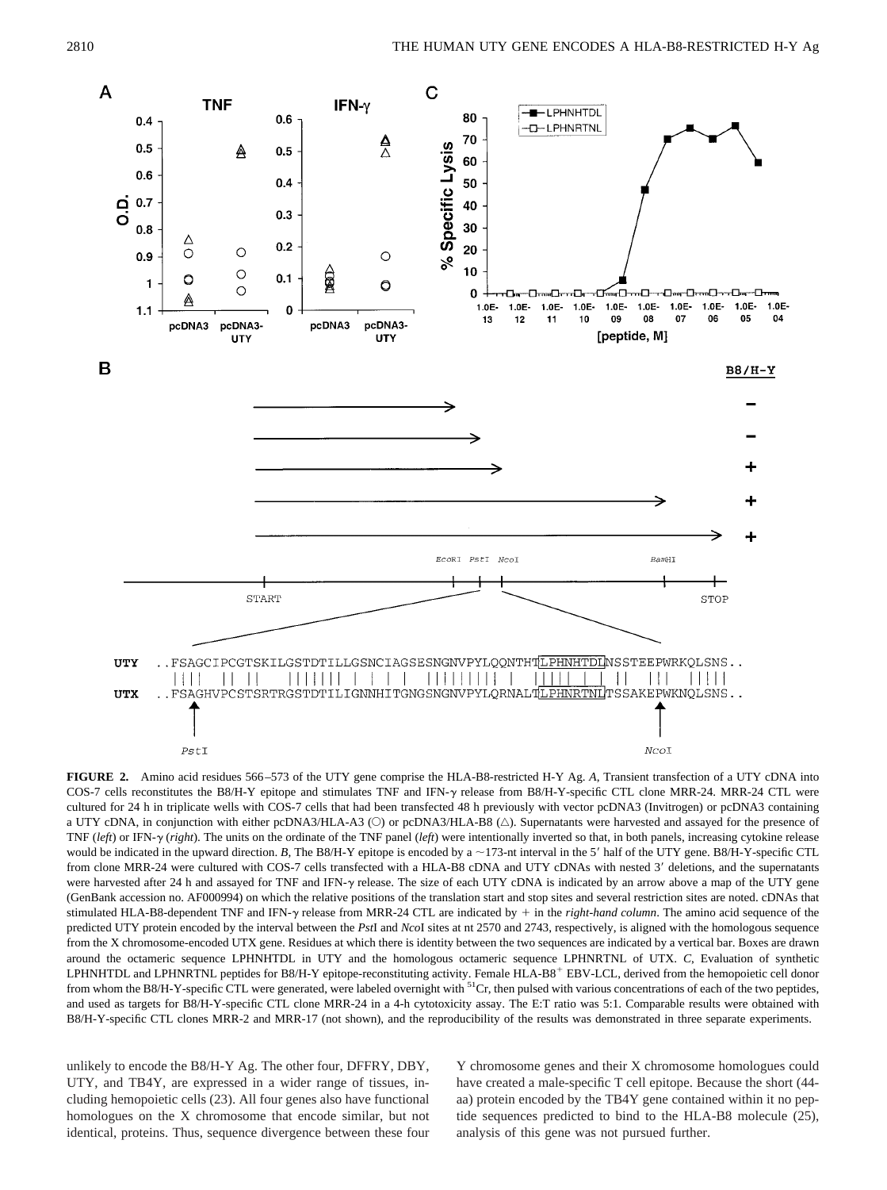**FIGURE 2.** Amino acid residues 566–573 of the UTY gene comprise the HLA-B8-restricted H-Y Ag. *A*, Transient transfection of a UTY cDNA into COS-7 cells reconstitutes the B8/H-Y epitope and stimulates TNF and IFN-γ release from B8/H-Y-specific CTL clone MRR-24. MRR-24 CTL were cultured for 24 h in triplicate wells with COS-7 cells that had been transfected 48 h previously with vector pcDNA3 (Invitrogen) or pcDNA3 containing a UTY cDNA, in conjunction with either pcDNA3/HLA-A3 (○) or pcDNA3/HLA-B8 (△). Supernatants were harvested and assayed for the presence of TNF (*left*) or IFN-γ (*right*). The units on the ordinate of the TNF panel (*left*) were intentionally inverted so that, in both panels, increasing cytokine release would be indicated in the upward direction. *B*, The B8/H-Y epitope is encoded by a ~173-nt interval in the 5′ half of the UTY gene. B8/H-Y-specific CTL from clone MRR-24 were cultured with COS-7 cells transfected with a HLA-B8 cDNA and UTY cDNAs with nested 3′ deletions, and the supernatants were harvested after 24 h and assayed for TNF and IFN-γ release. The size of each UTY cDNA is indicated by an arrow above a map of the UTY gene (GenBank accession no. AF000994) on which the relative positions of the translation start and stop sites and several restriction sites are noted. cDNAs that stimulated HLA-B8-dependent TNF and IFN-γ release from MRR-24 CTL are indicated by + in the *right-hand column*. The amino acid sequence of the predicted UTY protein encoded by the interval between the *Pst*I and *Nco*I sites at nt 2570 and 2743, respectively, is aligned with the homologous sequence from the X chromosome-encoded UTX gene. Residues at which there is identity between the two sequences are indicated by a vertical bar. Boxes are drawn around the octameric sequence LPHNHTDL in UTY and the homologous octameric sequence LPHNRTNL of UTX. *C*, Evaluation of synthetic LPHNHTDL and LPHNRTNL peptides for B8/H-Y epitope-reconstituting activity. Female HLA-B8[+] EBV-LCL, derived from the hemopoietic cell donor from whom the B8/H-Y-specific CTL were generated, were labeled overnight with $^{51}$Cr, then pulsed with various concentrations of each of the two peptides, and used as targets for B8/H-Y-specific CTL clone MRR-24 in a 4-h cytotoxicity assay. The E:T ratio was 5:1. Comparable results were obtained with B8/H-Y-specific CTL clones MRR-2 and MRR-17 (not shown), and the reproducibility of the results was demonstrated in three separate experiments.

unlikely to encode the B8/H-Y Ag. The other four, DFFRY, DBY, UTY, and TB4Y, are expressed in a wider range of tissues, including hemopoietic cells (23). All four genes also have functional homologues on the X chromosome that encode similar, but not identical, proteins. Thus, sequence divergence between these four Y chromosome genes and their X chromosome homologues could have created a male-specific T cell epitope. Because the short (44-aa) protein encoded by the TB4Y gene contained within it no peptide sequences predicted to bind to the HLA-B8 molecule (25), analysis of this gene was not pursued further.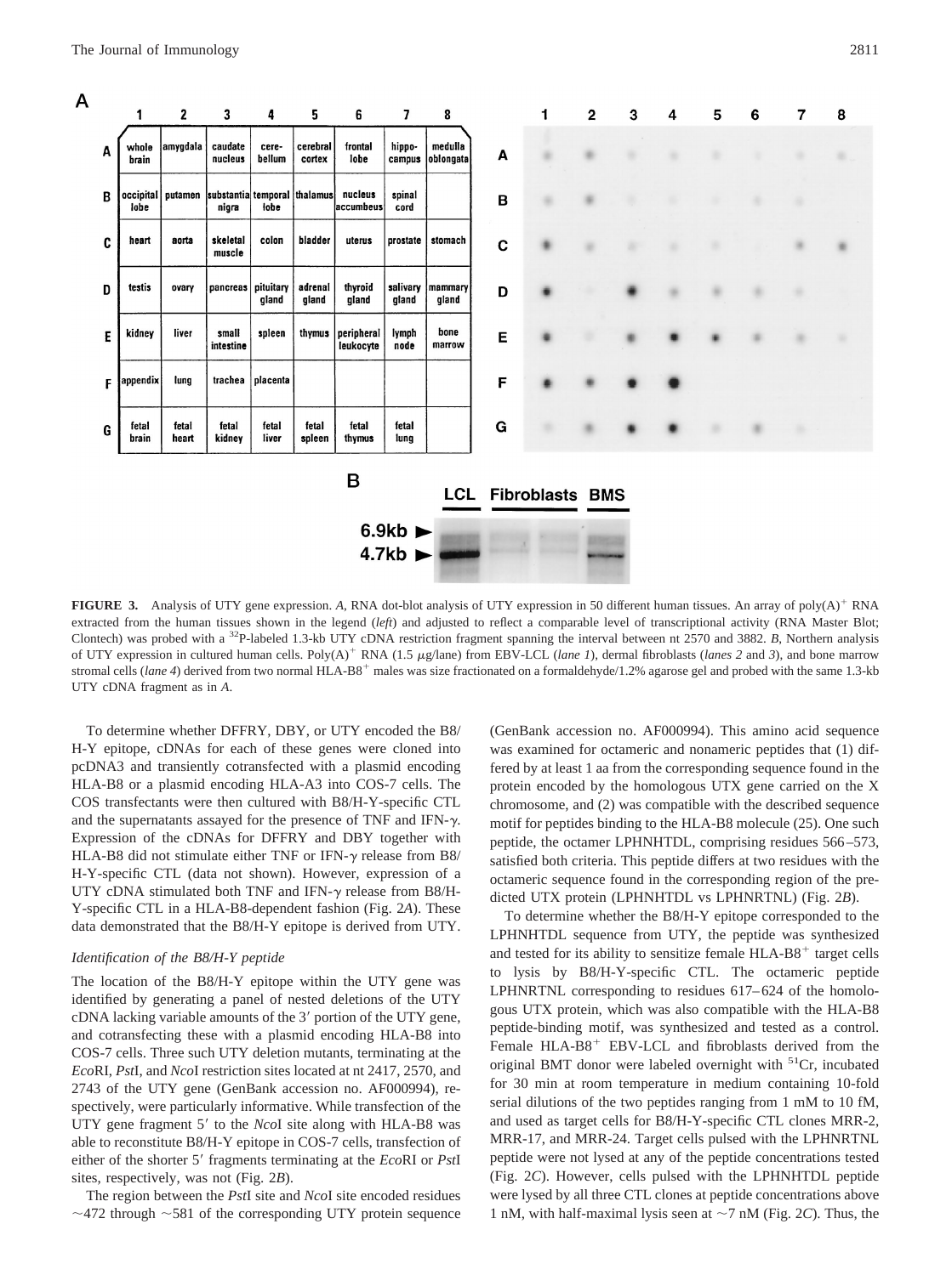**FIGURE 3.** Analysis of UTY gene expression. *A*, RNA dot-blot analysis of UTY expression in 50 different human tissues. An array of poly(A)$^+$ RNA extracted from the human tissues shown in the legend (*left*) and adjusted to reflect a comparable level of transcriptional activity (RNA Master Blot; Clontech) was probed with a $^{32}$P-labeled 1.3-kb UTY cDNA restriction fragment spanning the interval between nt 2570 and 3882. *B*, Northern analysis of UTY expression in cultured human cells. Poly(A)$^+$ RNA (1.5 $\mu$g/lane) from EBV-LCL (*lane 1*), dermal fibroblasts (*lanes 2* and *3*), and bone marrow stromal cells (*lane 4*) derived from two normal HLA-B8$^+$ males was size fractionated on a formaldehyde/1.2% agarose gel and probed with the same 1.3-kb UTY cDNA fragment as in *A*.

To determine whether DFFRY, DBY, or UTY encoded the B8/H-Y epitope, cDNAs for each of these genes were cloned into pcDNA3 and transiently cotransfected with a plasmid encoding HLA-B8 or a plasmid encoding HLA-A3 into COS-7 cells. The COS transfectants were then cultured with B8/H-Y-specific CTL and the supernatants assayed for the presence of TNF and IFN-$\gamma$. Expression of the cDNAs for DFFRY and DBY together with HLA-B8 did not stimulate either TNF or IFN-$\gamma$ release from B8/H-Y-specific CTL (data not shown). However, expression of a UTY cDNA stimulated both TNF and IFN-$\gamma$ release from B8/H-Y-specific CTL in a HLA-B8-dependent fashion (Fig. 2*A*). These data demonstrated that the B8/H-Y epitope is derived from UTY.

### *Identification of the B8/H-Y peptide*

The location of the B8/H-Y epitope within the UTY gene was identified by generating a panel of nested deletions of the UTY cDNA lacking variable amounts of the 3′ portion of the UTY gene, and cotransfecting these with a plasmid encoding HLA-B8 into COS-7 cells. Three such UTY deletion mutants, terminating at the *Eco*RI, *Pst*I, and *Nco*I restriction sites located at nt 2417, 2570, and 2743 of the UTY gene (GenBank accession no. AF000994), respectively, were particularly informative. While transfection of the UTY gene fragment 5′ to the *Nco*I site along with HLA-B8 was able to reconstitute B8/H-Y epitope in COS-7 cells, transfection of either of the shorter 5′ fragments terminating at the *Eco*RI or *Pst*I sites, respectively, was not (Fig. 2*B*).

The region between the *Pst*I site and *Nco*I site encoded residues ~472 through ~581 of the corresponding UTY protein sequence (GenBank accession no. AF000994). This amino acid sequence was examined for octameric and nonameric peptides that (1) differed by at least 1 aa from the corresponding sequence found in the protein encoded by the homologous UTX gene carried on the X chromosome, and (2) was compatible with the described sequence motif for peptides binding to the HLA-B8 molecule (25). One such peptide, the octamer LPHNHTDL, comprising residues 566–573, satisfied both criteria. This peptide differs at two residues with the octameric sequence found in the corresponding region of the predicted UTX protein (LPHNHTDL vs LPHNRTNL) (Fig. 2*B*).

To determine whether the B8/H-Y epitope corresponded to the LPHNHTDL sequence from UTY, the peptide was synthesized and tested for its ability to sensitize female HLA-B8$^+$ target cells to lysis by B8/H-Y-specific CTL. The octameric peptide LPHNRTNL corresponding to residues 617–624 of the homologous UTX protein, which was also compatible with the HLA-B8 peptide-binding motif, was synthesized and tested as a control. Female HLA-B8$^+$ EBV-LCL and fibroblasts derived from the original BMT donor were labeled overnight with $^{51}$Cr, incubated for 30 min at room temperature in medium containing 10-fold serial dilutions of the two peptides ranging from 1 mM to 10 fM, and used as target cells for B8/H-Y-specific CTL clones MRR-2, MRR-17, and MRR-24. Target cells pulsed with the LPHNRTNL peptide were not lysed at any of the peptide concentrations tested (Fig. 2*C*). However, cells pulsed with the LPHNHTDL peptide were lysed by all three CTL clones at peptide concentrations above 1 nM, with half-maximal lysis seen at ~7 nM (Fig. 2*C*). Thus, the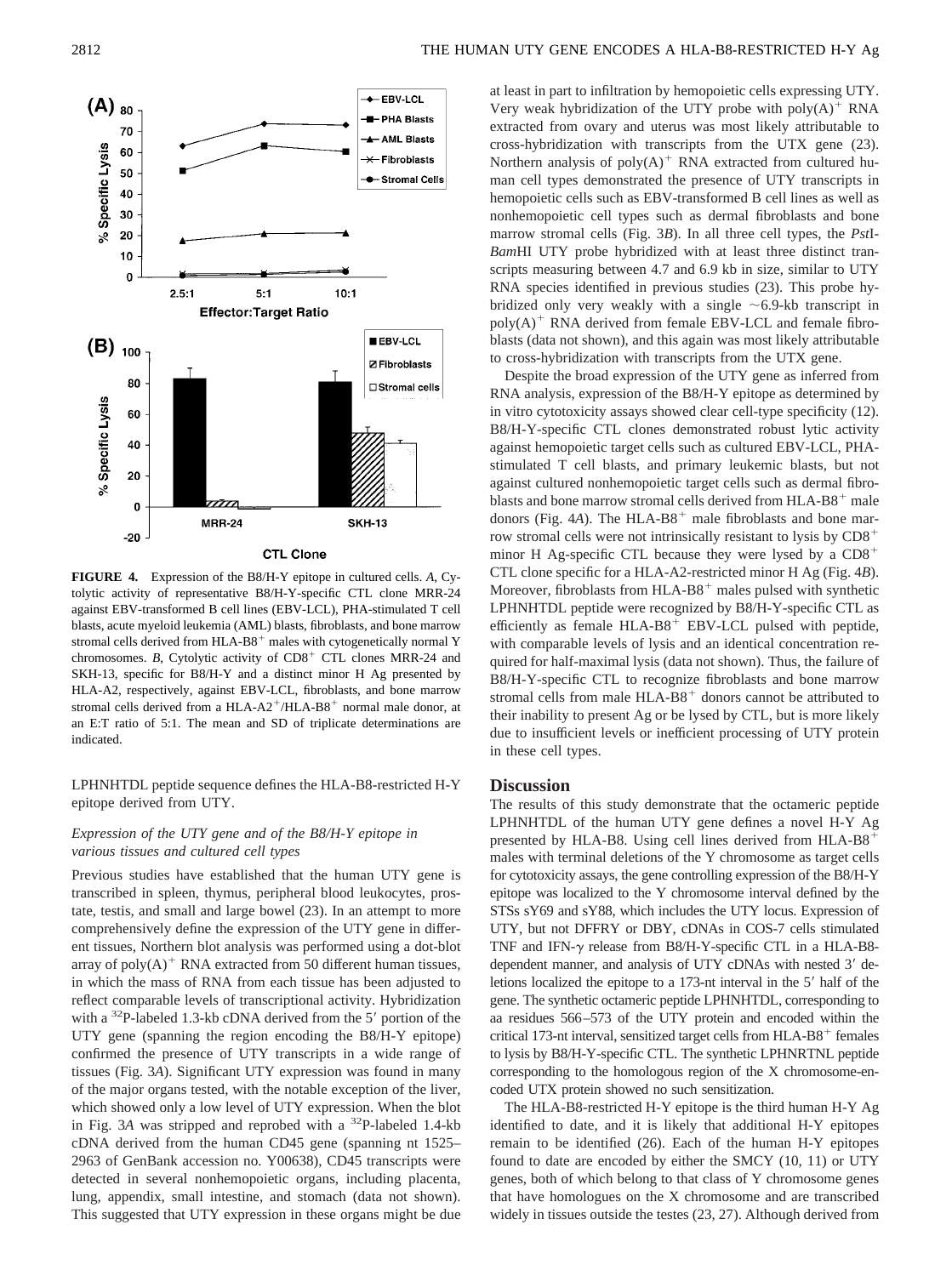**FIGURE 4.** Expression of the B8/H-Y epitope in cultured cells. *A*, Cytolytic activity of representative B8/H-Y-specific CTL clone MRR-24 against EBV-transformed B cell lines (EBV-LCL), PHA-stimulated T cell blasts, acute myeloid leukemia (AML) blasts, fibroblasts, and bone marrow stromal cells derived from HLA-B8$^+$ males with cytogenetically normal Y chromosomes. *B*, Cytolytic activity of CD8$^+$ CTL clones MRR-24 and SKH-13, specific for B8/H-Y and a distinct minor H Ag presented by HLA-A2, respectively, against EBV-LCL, fibroblasts, and bone marrow stromal cells derived from a HLA-A2$^+$/HLA-B8$^+$ normal male donor, at an E:T ratio of 5:1. The mean and SD of triplicate determinations are indicated.

LPHNHTDL peptide sequence defines the HLA-B8-restricted H-Y epitope derived from UTY.

### *Expression of the UTY gene and of the B8/H-Y epitope in various tissues and cultured cell types*

Previous studies have established that the human UTY gene is transcribed in spleen, thymus, peripheral blood leukocytes, prostate, testis, and small and large bowel (23). In an attempt to more comprehensively define the expression of the UTY gene in different tissues, Northern blot analysis was performed using a dot-blot array of poly(A)$^+$ RNA extracted from 50 different human tissues, in which the mass of RNA from each tissue has been adjusted to reflect comparable levels of transcriptional activity. Hybridization with a $^{32}$P-labeled 1.3-kb cDNA derived from the 5′ portion of the UTY gene (spanning the region encoding the B8/H-Y epitope) confirmed the presence of UTY transcripts in a wide range of tissues (Fig. 3*A*). Significant UTY expression was found in many of the major organs tested, with the notable exception of the liver, which showed only a low level of UTY expression. When the blot in Fig. 3*A* was stripped and reprobed with a $^{32}$P-labeled 1.4-kb cDNA derived from the human CD45 gene (spanning nt 1525–2963 of GenBank accession no. Y00638), CD45 transcripts were detected in several nonhemopoietic organs, including placenta, lung, appendix, small intestine, and stomach (data not shown). This suggested that UTY expression in these organs might be due at least in part to infiltration by hemopoietic cells expressing UTY. Very weak hybridization of the UTY probe with poly(A)$^+$ RNA extracted from ovary and uterus was most likely attributable to cross-hybridization with transcripts from the UTX gene (23). Northern analysis of poly(A)$^+$ RNA extracted from cultured human cell types demonstrated the presence of UTY transcripts in hemopoietic cells such as EBV-transformed B cell lines as well as nonhemopoietic cell types such as dermal fibroblasts and bone marrow stromal cells (Fig. 3*B*). In all three cell types, the *Pst*I-*Bam*HI UTY probe hybridized with at least three distinct transcripts measuring between 4.7 and 6.9 kb in size, similar to UTY RNA species identified in previous studies (23). This probe hybridized only very weakly with a single ~6.9-kb transcript in poly(A)$^+$ RNA derived from female EBV-LCL and female fibroblasts (data not shown), and this again was most likely attributable to cross-hybridization with transcripts from the UTX gene.

Despite the broad expression of the UTY gene as inferred from RNA analysis, expression of the B8/H-Y epitope as determined by in vitro cytotoxicity assays showed clear cell-type specificity (12). B8/H-Y-specific CTL clones demonstrated robust lytic activity against hemopoietic target cells such as cultured EBV-LCL, PHA-stimulated T cell blasts, and primary leukemic blasts, but not against cultured nonhemopoietic target cells such as dermal fibroblasts and bone marrow stromal cells derived from HLA-B8$^+$ male donors (Fig. 4*A*). The HLA-B8$^+$ male fibroblasts and bone marrow stromal cells were not intrinsically resistant to lysis by CD8$^+$ minor H Ag-specific CTL because they were lysed by a CD8$^+$ CTL clone specific for a HLA-A2-restricted minor H Ag (Fig. 4*B*). Moreover, fibroblasts from HLA-B8$^+$ males pulsed with synthetic LPHNHTDL peptide were recognized by B8/H-Y-specific CTL as efficiently as female HLA-B8$^+$ EBV-LCL pulsed with peptide, with comparable levels of lysis and an identical concentration required for half-maximal lysis (data not shown). Thus, the failure of B8/H-Y-specific CTL to recognize fibroblasts and bone marrow stromal cells from male HLA-B8$^+$ donors cannot be attributed to their inability to present Ag or be lysed by CTL, but is more likely due to insufficient levels or inefficient processing of UTY protein in these cell types.

## Discussion

The results of this study demonstrate that the octameric peptide LPHNHTDL of the human UTY gene defines a novel H-Y Ag presented by HLA-B8. Using cell lines derived from HLA-B8$^+$ males with terminal deletions of the Y chromosome as target cells for cytotoxicity assays, the gene controlling expression of the B8/H-Y epitope was localized to the Y chromosome interval defined by the STSs sY69 and sY88, which includes the UTY locus. Expression of UTY, but not DFFRY or DBY, cDNAs in COS-7 cells stimulated TNF and IFN-γ release from B8/H-Y-specific CTL in a HLA-B8-dependent manner, and analysis of UTY cDNAs with nested 3′ deletions localized the epitope to a 173-nt interval in the 5′ half of the gene. The synthetic octameric peptide LPHNHTDL, corresponding to aa residues 566–573 of the UTY protein and encoded within the critical 173-nt interval, sensitized target cells from HLA-B8$^+$ females to lysis by B8/H-Y-specific CTL. The synthetic LPHNRTNL peptide corresponding to the homologous region of the X chromosome-encoded UTX protein showed no such sensitization.

The HLA-B8-restricted H-Y epitope is the third human H-Y Ag identified to date, and it is likely that additional H-Y epitopes remain to be identified (26). Each of the human H-Y epitopes found to date are encoded by either the SMCY (10, 11) or UTY genes, both of which belong to that class of Y chromosome genes that have homologues on the X chromosome and are transcribed widely in tissues outside the testes (23, 27). Although derived from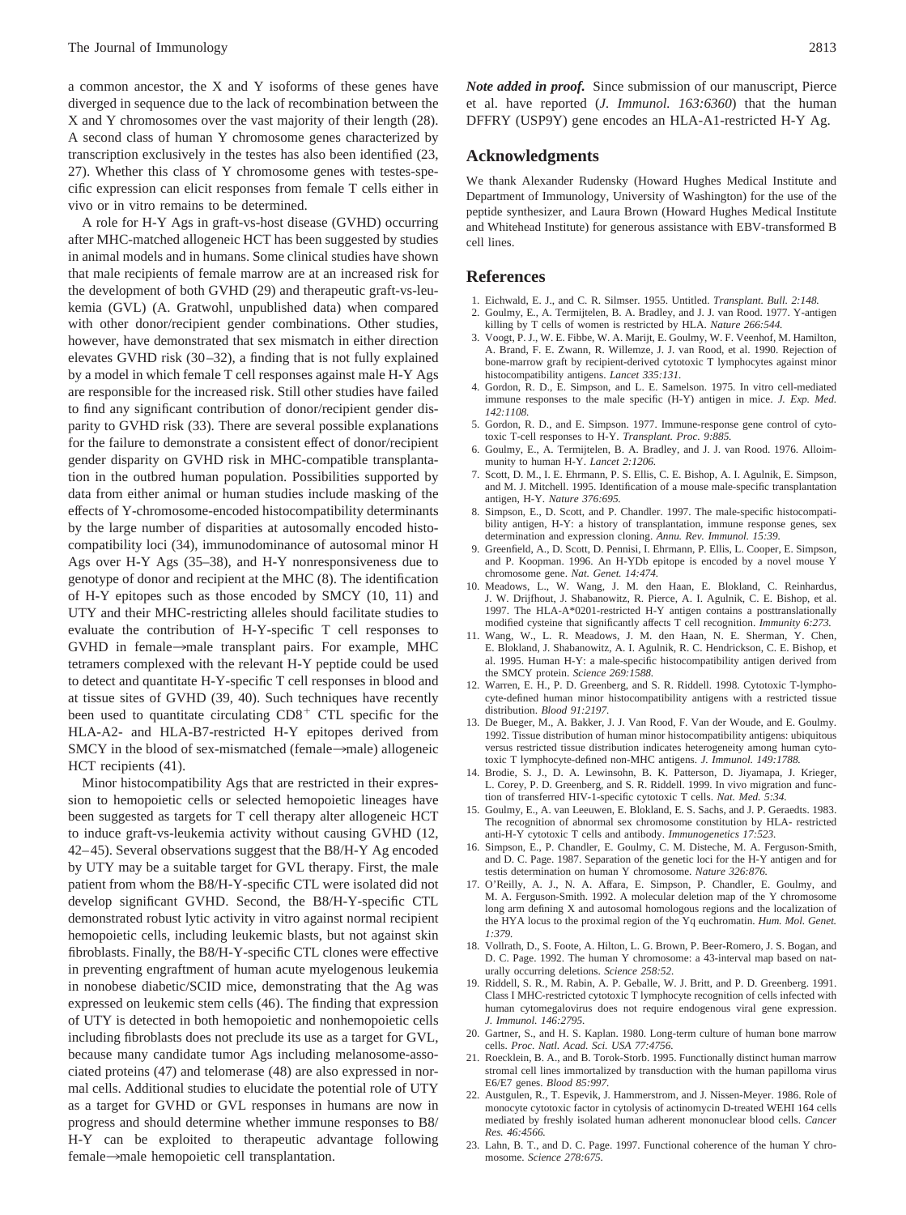a common ancestor, the X and Y isoforms of these genes have diverged in sequence due to the lack of recombination between the X and Y chromosomes over the vast majority of their length (28). A second class of human Y chromosome genes characterized by transcription exclusively in the testes has also been identified (23, 27). Whether this class of Y chromosome genes with testes-specific expression can elicit responses from female T cells either in vivo or in vitro remains to be determined.

A role for H-Y Ags in graft-vs-host disease (GVHD) occurring after MHC-matched allogeneic HCT has been suggested by studies in animal models and in humans. Some clinical studies have shown that male recipients of female marrow are at an increased risk for the development of both GVHD (29) and therapeutic graft-vs-leukemia (GVL) (A. Gratwohl, unpublished data) when compared with other donor/recipient gender combinations. Other studies, however, have demonstrated that sex mismatch in either direction elevates GVHD risk (30–32), a finding that is not fully explained by a model in which female T cell responses against male H-Y Ags are responsible for the increased risk. Still other studies have failed to find any significant contribution of donor/recipient gender disparity to GVHD risk (33). There are several possible explanations for the failure to demonstrate a consistent effect of donor/recipient gender disparity on GVHD risk in MHC-compatible transplantation in the outbred human population. Possibilities supported by data from either animal or human studies include masking of the effects of Y-chromosome-encoded histocompatibility determinants by the large number of disparities at autosomally encoded histocompatibility loci (34), immunodominance of autosomal minor H Ags over H-Y Ags (35–38), and H-Y nonresponsiveness due to genotype of donor and recipient at the MHC (8). The identification of H-Y epitopes such as those encoded by SMCY (10, 11) and UTY and their MHC-restricting alleles should facilitate studies to evaluate the contribution of H-Y-specific T cell responses to GVHD in female→male transplant pairs. For example, MHC tetramers complexed with the relevant H-Y peptide could be used to detect and quantitate H-Y-specific T cell responses in blood and at tissue sites of GVHD (39, 40). Such techniques have recently been used to quantitate circulating $CD8^+$ CTL specific for the HLA-A2- and HLA-B7-restricted H-Y epitopes derived from SMCY in the blood of sex-mismatched (female→male) allogeneic HCT recipients (41).

Minor histocompatibility Ags that are restricted in their expression to hemopoietic cells or selected hemopoietic lineages have been suggested as targets for T cell therapy alter allogeneic HCT to induce graft-vs-leukemia activity without causing GVHD (12, 42–45). Several observations suggest that the B8/H-Y Ag encoded by UTY may be a suitable target for GVL therapy. First, the male patient from whom the B8/H-Y-specific CTL were isolated did not develop significant GVHD. Second, the B8/H-Y-specific CTL demonstrated robust lytic activity in vitro against normal recipient hemopoietic cells, including leukemic blasts, but not against skin fibroblasts. Finally, the B8/H-Y-specific CTL clones were effective in preventing engraftment of human acute myelogenous leukemia in nonobese diabetic/SCID mice, demonstrating that the Ag was expressed on leukemic stem cells (46). The finding that expression of UTY is detected in both hemopoietic and nonhemopoietic cells including fibroblasts does not preclude its use as a target for GVL, because many candidate tumor Ags including melanosome-associated proteins (47) and telomerase (48) are also expressed in normal cells. Additional studies to elucidate the potential role of UTY as a target for GVHD or GVL responses in humans are now in progress and should determine whether immune responses to B8/H-Y can be exploited to therapeutic advantage following female→male hemopoietic cell transplantation.

***Note added in proof.*** Since submission of our manuscript, Pierce et al. have reported (*J. Immunol. 163:6360*) that the human DFFRY (USP9Y) gene encodes an HLA-A1-restricted H-Y Ag.

## Acknowledgments

We thank Alexander Rudensky (Howard Hughes Medical Institute and Department of Immunology, University of Washington) for the use of the peptide synthesizer, and Laura Brown (Howard Hughes Medical Institute and Whitehead Institute) for generous assistance with EBV-transformed B cell lines.

## References

1. Eichwald, E. J., and C. R. Silmser. 1955. Untitled. *Transplant. Bull. 2:148.*
2. Goulmy, E., A. Termijtelen, B. A. Bradley, and J. J. van Rood. 1977. Y-antigen killing by T cells of women is restricted by HLA. *Nature 266:544.*
3. Voogt, P. J., W. E. Fibbe, W. A. Marijt, E. Goulmy, W. F. Veenhof, M. Hamilton, A. Brand, F. E. Zwann, R. Willemze, J. J. van Rood, et al. 1990. Rejection of bone-marrow graft by recipient-derived cytotoxic T lymphocytes against minor histocompatibility antigens. *Lancet 335:131.*
4. Gordon, R. D., E. Simpson, and L. E. Samelson. 1975. In vitro cell-mediated immune responses to the male specific (H-Y) antigen in mice. *J. Exp. Med. 142:1108.*
5. Gordon, R. D., and E. Simpson. 1977. Immune-response gene control of cytotoxic T-cell responses to H-Y. *Transplant. Proc. 9:885.*
6. Goulmy, E., A. Termijtelen, B. A. Bradley, and J. J. van Rood. 1976. Alloimmunity to human H-Y. *Lancet 2:1206.*
7. Scott, D. M., I. E. Ehrmann, P. S. Ellis, C. E. Bishop, A. I. Agulnik, E. Simpson, and M. J. Mitchell. 1995. Identification of a mouse male-specific transplantation antigen, H-Y. *Nature 376:695.*
8. Simpson, E., D. Scott, and P. Chandler. 1997. The male-specific histocompatibility antigen, H-Y: a history of transplantation, immune response genes, sex determination and expression cloning. *Annu. Rev. Immunol. 15:39.*
9. Greenfield, A., D. Scott, D. Pennisi, I. Ehrmann, P. Ellis, L. Cooper, E. Simpson, and P. Koopman. 1996. An H-YDb epitope is encoded by a novel mouse Y chromosome gene. *Nat. Genet. 14:474.*
10. Meadows, L., W. Wang, J. M. den Haan, E. Blokland, C. Reinhardus, J. W. Drijfhout, J. Shabanowitz, R. Pierce, A. I. Agulnik, C. E. Bishop, et al. 1997. The HLA-A*0201-restricted H-Y antigen contains a posttranslationally modified cysteine that significantly affects T cell recognition. *Immunity 6:273.*
11. Wang, W., L. R. Meadows, J. M. den Haan, N. E. Sherman, Y. Chen, E. Blokland, J. Shabanowitz, A. I. Agulnik, R. C. Hendrickson, C. E. Bishop, et al. 1995. Human H-Y: a male-specific histocompatibility antigen derived from the SMCY protein. *Science 269:1588.*
12. Warren, E. H., P. D. Greenberg, and S. R. Riddell. 1998. Cytotoxic T-lymphocyte-defined human minor histocompatibility antigens with a restricted tissue distribution. *Blood 91:2197.*
13. De Bueger, M., A. Bakker, J. J. Van Rood, F. Van der Woude, and E. Goulmy. 1992. Tissue distribution of human minor histocompatibility antigens: ubiquitous versus restricted tissue distribution indicates heterogeneity among human cytotoxic T lymphocyte-defined non-MHC antigens. *J. Immunol. 149:1788.*
14. Brodie, S. J., D. A. Lewinsohn, B. K. Patterson, D. Jiyamapa, J. Krieger, L. Corey, P. D. Greenberg, and S. R. Riddell. 1999. In vivo migration and function of transferred HIV-1-specific cytotoxic T cells. *Nat. Med. 5:34.*
15. Goulmy, E., A. van Leeuwen, E. Blokland, E. S. Sachs, and J. P. Geraedts. 1983. The recognition of abnormal sex chromosome constitution by HLA- restricted anti-H-Y cytotoxic T cells and antibody. *Immunogenetics 17:523.*
16. Simpson, E., P. Chandler, E. Goulmy, C. M. Disteche, M. A. Ferguson-Smith, and D. C. Page. 1987. Separation of the genetic loci for the H-Y antigen and for testis determination on human Y chromosome. *Nature 326:876.*
17. O'Reilly, A. J., N. A. Affara, E. Simpson, P. Chandler, E. Goulmy, and M. A. Ferguson-Smith. 1992. A molecular deletion map of the Y chromosome long arm defining X and autosomal homologous regions and the localization of the HYA locus to the proximal region of the Yq euchromatin. *Hum. Mol. Genet. 1:379.*
18. Vollrath, D., S. Foote, A. Hilton, L. G. Brown, P. Beer-Romero, J. S. Bogan, and D. C. Page. 1992. The human Y chromosome: a 43-interval map based on naturally occurring deletions. *Science 258:52.*
19. Riddell, S. R., M. Rabin, A. P. Geballe, W. J. Britt, and P. D. Greenberg. 1991. Class I MHC-restricted cytotoxic T lymphocyte recognition of cells infected with human cytomegalovirus does not require endogenous viral gene expression. *J. Immunol. 146:2795.*
20. Gartner, S., and H. S. Kaplan. 1980. Long-term culture of human bone marrow cells. *Proc. Natl. Acad. Sci. USA 77:4756.*
21. Roecklein, B. A., and B. Torok-Storb. 1995. Functionally distinct human marrow stromal cell lines immortalized by transduction with the human papilloma virus E6/E7 genes. *Blood 85:997.*
22. Austgulen, R., T. Espevik, J. Hammerstrom, and J. Nissen-Meyer. 1986. Role of monocyte cytotoxic factor in cytolysis of actinomycin D-treated WEHI 164 cells mediated by freshly isolated human adherent mononuclear blood cells. *Cancer Res. 46:4566.*
23. Lahn, B. T., and D. C. Page. 1997. Functional coherence of the human Y chromosome. *Science 278:675.*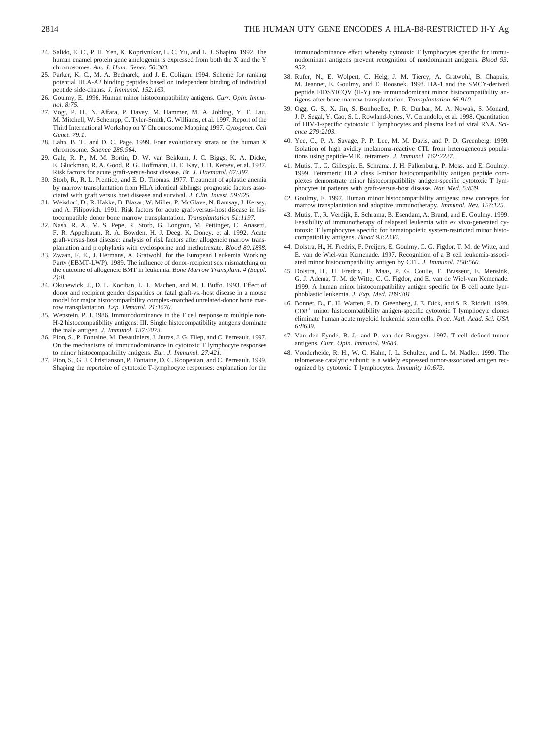24. Salido, E. C., P. H. Yen, K. Koprivnikar, L. C. Yu, and L. J. Shapiro. 1992. The human enamel protein gene amelogenin is expressed from both the X and the Y chromosomes. *Am. J. Hum. Genet. 50:303.*
25. Parker, K. C., M. A. Bednarek, and J. E. Coligan. 1994. Scheme for ranking potential HLA-A2 binding peptides based on independent binding of individual peptide side-chains. *J. Immunol. 152:163.*
26. Goulmy, E. 1996. Human minor histocompatibility antigens. *Curr. Opin. Immunol. 8:75.*
27. Vogt, P. H., N. Affara, P. Davey, M. Hammer, M. A. Jobling, Y. F. Lau, M. Mitchell, W. Schempp, C. Tyler-Smith, G. Williams, et al. 1997. Report of the Third International Workshop on Y Chromosome Mapping 1997. *Cytogenet. Cell Genet. 79:1.*
28. Lahn, B. T., and D. C. Page. 1999. Four evolutionary strata on the human X chromosome. *Science 286:964.*
29. Gale, R. P., M. M. Bortin, D. W. van Bekkum, J. C. Biggs, K. A. Dicke, E. Gluckman, R. A. Good, R. G. Hoffmann, H. E. Kay, J. H. Kersey, et al. 1987. Risk factors for acute graft-versus-host disease. *Br. J. Haematol. 67:397.*
30. Storb, R., R. L. Prentice, and E. D. Thomas. 1977. Treatment of aplastic anemia by marrow transplantation from HLA identical siblings: prognostic factors associated with graft versus host disease and survival. *J. Clin. Invest. 59:625.*
31. Weisdorf, D., R. Hakke, B. Blazar, W. Miller, P. McGlave, N. Ramsay, J. Kersey, and A. Filipovich. 1991. Risk factors for acute graft-versus-host disease in histocompatible donor bone marrow transplantation. *Transplantation 51:1197.*
32. Nash, R. A., M. S. Pepe, R. Storb, G. Longton, M. Pettinger, C. Anasetti, F. R. Appelbaum, R. A. Bowden, H. J. Deeg, K. Doney, et al. 1992. Acute graft-versus-host disease: analysis of risk factors after allogeneic marrow transplantation and prophylaxis with cyclosporine and methotrexate. *Blood 80:1838.*
33. Zwaan, F. E., J. Hermans, A. Gratwohl, for the European Leukemia Working Party (EBMT-LWP). 1989. The influence of donor-recipient sex mismatching on the outcome of allogeneic BMT in leukemia. *Bone Marrow Transplant. 4 (Suppl. 2):8.*
34. Okunewick, J., D. L. Kociban, L. L. Machen, and M. J. Buffo. 1993. Effect of donor and recipient gender disparities on fatal graft-vs.-host disease in a mouse model for major histocompatibility complex-matched unrelated-donor bone marrow transplantation. *Exp. Hematol. 21:1570.*
35. Wettstein, P. J. 1986. Immunodominance in the T cell response to multiple non-H-2 histocompatibility antigens. III. Single histocompatibility antigens dominate the male antigen. *J. Immunol. 137:2073.*
36. Pion, S., P. Fontaine, M. Desaulniers, J. Jutras, J. G. Filep, and C. Perreault. 1997. On the mechanisms of immunodominance in cytotoxic T lymphocyte responses to minor histocompatibility antigens. *Eur. J. Immunol. 27:421.*
37. Pion, S., G. J. Christianson, P. Fontaine, D. C. Roopenian, and C. Perreault. 1999. Shaping the repertoire of cytotoxic T-lymphocyte responses: explanation for the immunodominance effect whereby cytotoxic T lymphocytes specific for immunodominant antigens prevent recognition of nondominant antigens. *Blood 93:952.*
38. Rufer, N., E. Wolpert, C. Helg, J. M. Tiercy, A. Gratwohl, B. Chapuis, M. Jeannet, E. Goulmy, and E. Roosnek. 1998. HA-1 and the SMCY-derived peptide FIDSYICQV (H-Y) are immunodominant minor histocompatibility antigens after bone marrow transplantation. *Transplantation 66:910.*
39. Ogg, G. S., X. Jin, S. Bonhoeffer, P. R. Dunbar, M. A. Nowak, S. Monard, J. P. Segal, Y. Cao, S. L. Rowland-Jones, V. Cerundolo, et al. 1998. Quantitation of HIV-1-specific cytotoxic T lymphocytes and plasma load of viral RNA. *Science 279:2103.*
40. Yee, C., P. A. Savage, P. P. Lee, M. M. Davis, and P. D. Greenberg. 1999. Isolation of high avidity melanoma-reactive CTL from heterogeneous populations using peptide-MHC tetramers. *J. Immunol. 162:2227.*
41. Mutis, T., G. Gillespie, E. Schrama, J. H. Falkenburg, P. Moss, and E. Goulmy. 1999. Tetrameric HLA class I-minor histocompatibility antigen peptide complexes demonstrate minor histocompatibility antigen-specific cytotoxic T lymphocytes in patients with graft-versus-host disease. *Nat. Med. 5:839.*
42. Goulmy, E. 1997. Human minor histocompatibility antigens: new concepts for marrow transplantation and adoptive immunotherapy. *Immunol. Rev. 157:125.*
43. Mutis, T., R. Verdijk, E. Schrama, B. Esendam, A. Brand, and E. Goulmy. 1999. Feasibility of immunotherapy of relapsed leukemia with ex vivo-generated cytotoxic T lymphocytes specific for hematopoietic system-restricted minor histocompatibility antigens. *Blood 93:2336.*
44. Dolstra, H., H. Fredrix, F. Preijers, E. Goulmy, C. G. Figdor, T. M. de Witte, and E. van de Wiel-van Kemenade. 1997. Recognition of a B cell leukemia-associated minor histocompatibility antigen by CTL. *J. Immunol. 158:560.*
45. Dolstra, H., H. Fredrix, F. Maas, P. G. Coulie, F. Brasseur, E. Mensink, G. J. Adema, T. M. de Witte, C. G. Figdor, and E. van de Wiel-van Kemenade. 1999. A human minor histocompatibility antigen specific for B cell acute lymphoblastic leukemia. *J. Exp. Med. 189:301.*
46. Bonnet, D., E. H. Warren, P. D. Greenberg, J. E. Dick, and S. R. Riddell. 1999. $CD8^+$ minor histocompatibility antigen-specific cytotoxic T lymphocyte clones eliminate human acute myeloid leukemia stem cells. *Proc. Natl. Acad. Sci. USA 6:8639.*
47. Van den Eynde, B. J., and P. van der Bruggen. 1997. T cell defined tumor antigens. *Curr. Opin. Immunol. 9:684.*
48. Vonderheide, R. H., W. C. Hahn, J. L. Schultze, and L. M. Nadler. 1999. The telomerase catalytic subunit is a widely expressed tumor-associated antigen recognized by cytotoxic T lymphocytes. *Immunity 10:673.*